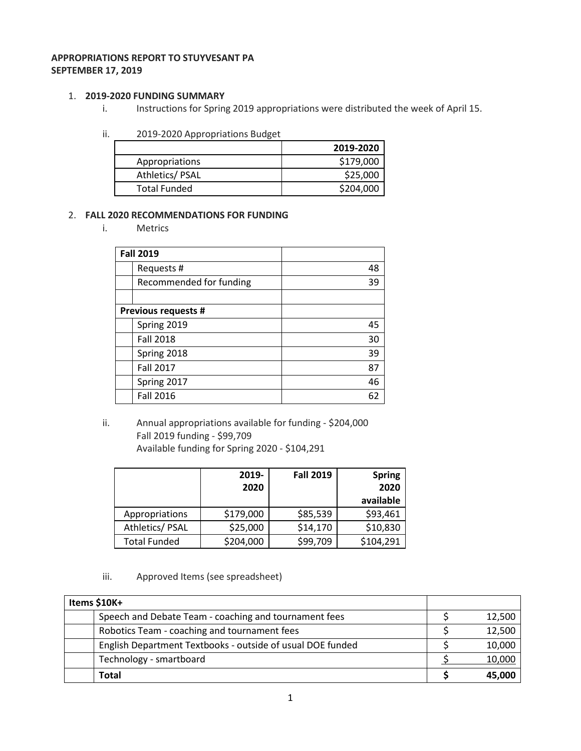**APPROPRIATIONS REPORT TO STUYVESANT PA**
**SEPTEMBER 17, 2019**

1. **2019-2020 FUNDING SUMMARY**
   i. Instructions for Spring 2019 appropriations were distributed the week of April 15.

   ii. 2019-2020 Appropriations Budget

| | **2019-2020** |
|---|---|
| Appropriations | $179,000 |
| Athletics/ PSAL | $25,000 |
| Total Funded | $204,000 |

2. **FALL 2020 RECOMMENDATIONS FOR FUNDING**
   i. Metrics

| **Fall 2019** | | |
|---|---|---|
| | Requests # | 48 |
| | Recommended for funding | 39 |
| | | |
| **Previous requests #** | | |
| | Spring 2019 | 45 |
| | Fall 2018 | 30 |
| | Spring 2018 | 39 |
| | Fall 2017 | 87 |
| | Spring 2017 | 46 |
| | Fall 2016 | 62 |

   ii. Annual appropriations available for funding - $204,000
   Fall 2019 funding - $99,709
   Available funding for Spring 2020 - $104,291

| | **2019-2020** | **Fall 2019** | **Spring 2020 available** |
|---|---|---|---|
| Appropriations | $179,000 | $85,539 | $93,461 |
| Athletics/ PSAL | $25,000 | $14,170 | $10,830 |
| Total Funded | $204,000 | $99,709 | $104,291 |

   iii. Approved Items (see spreadsheet)

| **Items $10K+** | | |
|---|---|---|
| | Speech and Debate Team - coaching and tournament fees | $ 12,500 |
| | Robotics Team - coaching and tournament fees | $ 12,500 |
| | English Department Textbooks - outside of usual DOE funded | $ 10,000 |
| | Technology - smartboard | $ 10,000 |
| | **Total** | **$ 45,000** |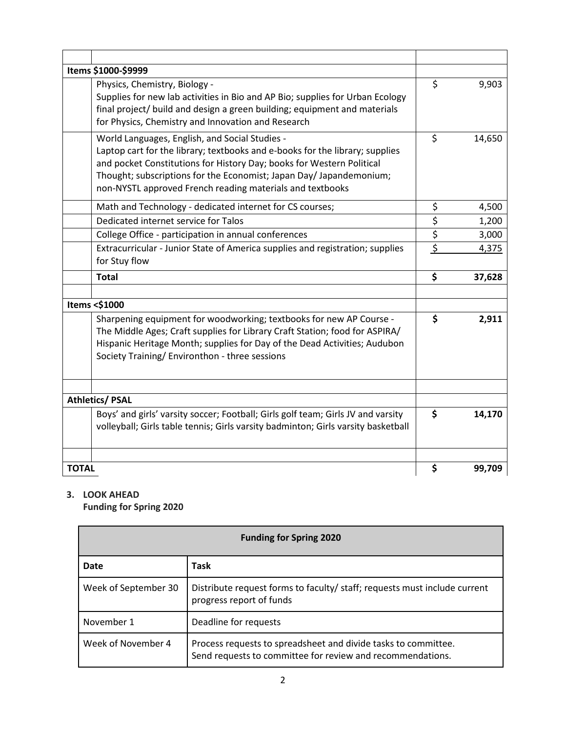| | | |
|---|---|---|
| | | |
| **Items $1000-$9999** | | |
| | Physics, Chemistry, Biology - Supplies for new lab activities in Bio and AP Bio; supplies for Urban Ecology final project/ build and design a green building; equipment and materials for Physics, Chemistry and Innovation and Research | $ 9,903 |
| | World Languages, English, and Social Studies - Laptop cart for the library; textbooks and e-books for the library; supplies and pocket Constitutions for History Day; books for Western Political Thought; subscriptions for the Economist; Japan Day/ Japandemonium; non-NYSTL approved French reading materials and textbooks | $ 14,650 |
| | Math and Technology - dedicated internet for CS courses; | $ 4,500 |
| | Dedicated internet service for Talos | $ 1,200 |
| | College Office - participation in annual conferences | $ 3,000 |
| | Extracurricular - Junior State of America supplies and registration; supplies for Stuy flow | $ 4,375 |
| | **Total** | **$ 37,628** |
| | | |
| **Items <$1000** | | |
| | Sharpening equipment for woodworking; textbooks for new AP Course - The Middle Ages; Craft supplies for Library Craft Station; food for ASPIRA/ Hispanic Heritage Month; supplies for Day of the Dead Activities; Audubon Society Training/ Environthon - three sessions | **$ 2,911** |
| | | |
| **Athletics/ PSAL** | | |
| | Boys' and girls' varsity soccer; Football; Girls golf team; Girls JV and varsity volleyball; Girls table tennis; Girls varsity badminton; Girls varsity basketball | **$ 14,170** |
| | | |
| **TOTAL** | | **$ 99,709** |

3. **LOOK AHEAD**
   **Funding for Spring 2020**

| **Funding for Spring 2020** | |
|---|---|
| **Date** | **Task** |
| Week of September 30 | Distribute request forms to faculty/ staff; requests must include current progress report of funds |
| November 1 | Deadline for requests |
| Week of November 4 | Process requests to spreadsheet and divide tasks to committee. Send requests to committee for review and recommendations. |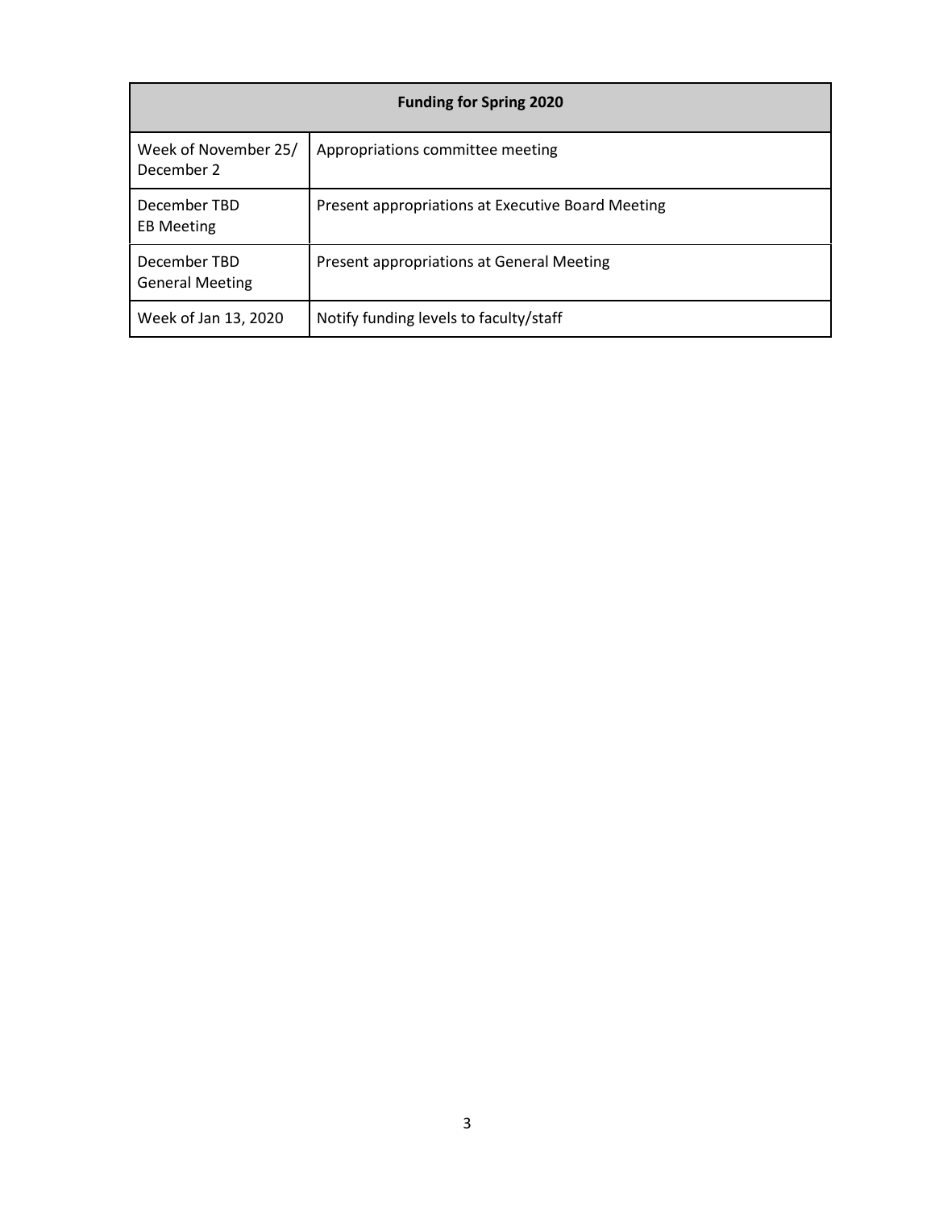| Funding for Spring 2020 | |
|---|---|
| Week of November 25/ December 2 | Appropriations committee meeting |
| December TBD EB Meeting | Present appropriations at Executive Board Meeting |
| December TBD General Meeting | Present appropriations at General Meeting |
| Week of Jan 13, 2020 | Notify funding levels to faculty/staff |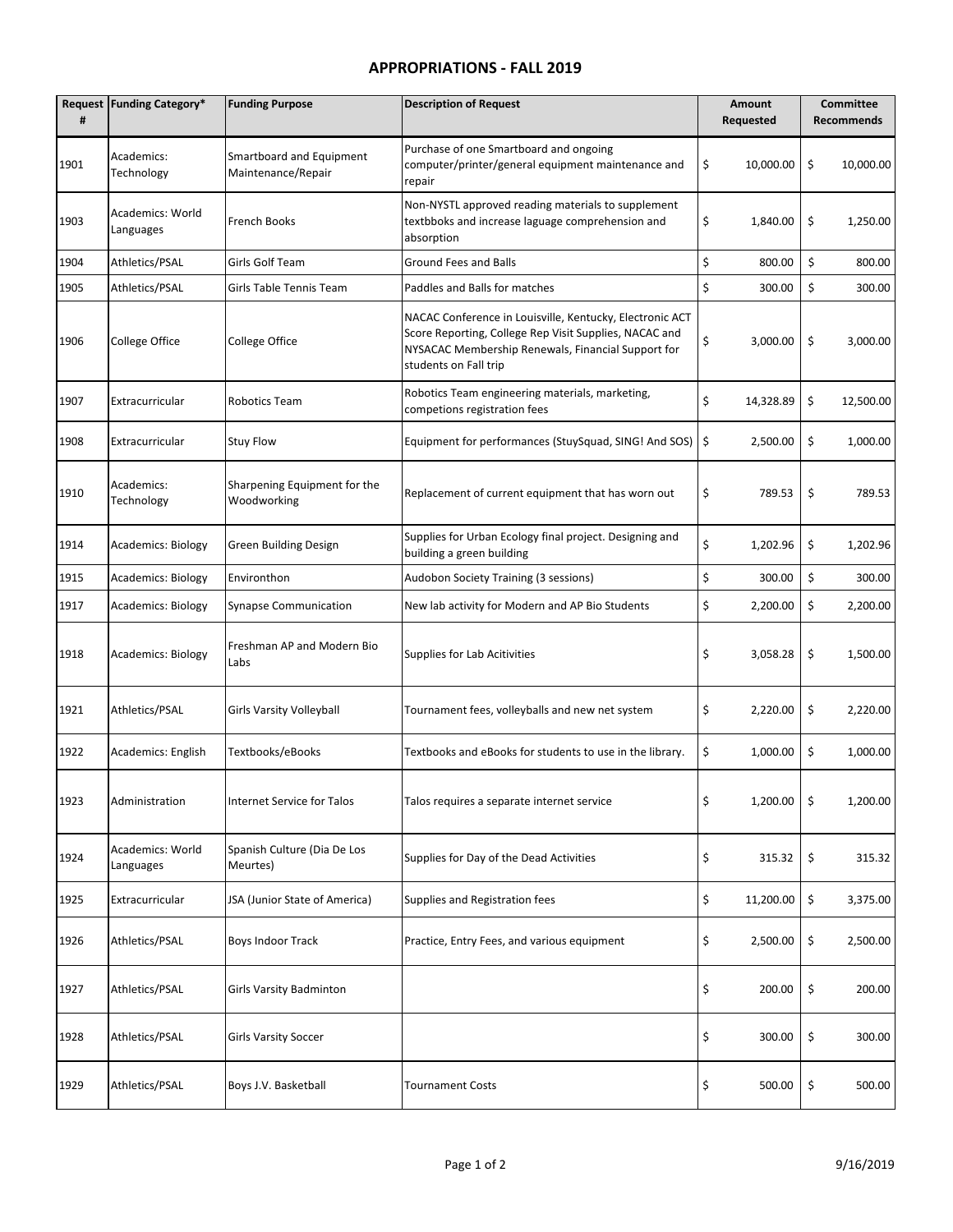## APPROPRIATIONS - FALL 2019

| Request # | Funding Category* | Funding Purpose | Description of Request | Amount Requested | Committee Recommends |
|---|---|---|---|---|---|
| 1901 | Academics: Technology | Smartboard and Equipment Maintenance/Repair | Purchase of one Smartboard and ongoing computer/printer/general equipment maintenance and repair | $ 10,000.00 | $ 10,000.00 |
| 1903 | Academics: World Languages | French Books | Non-NYSTL approved reading materials to supplement textbboks and increase laguage comprehension and absorption | $ 1,840.00 | $ 1,250.00 |
| 1904 | Athletics/PSAL | Girls Golf Team | Ground Fees and Balls | $ 800.00 | $ 800.00 |
| 1905 | Athletics/PSAL | Girls Table Tennis Team | Paddles and Balls for matches | $ 300.00 | $ 300.00 |
| 1906 | College Office | College Office | NACAC Conference in Louisville, Kentucky, Electronic ACT Score Reporting, College Rep Visit Supplies, NACAC and NYSACAC Membership Renewals, Financial Support for students on Fall trip | $ 3,000.00 | $ 3,000.00 |
| 1907 | Extracurricular | Robotics Team | Robotics Team engineering materials, marketing, competions registration fees | $ 14,328.89 | $ 12,500.00 |
| 1908 | Extracurricular | Stuy Flow | Equipment for performances (StuySquad, SING! And SOS) | $ 2,500.00 | $ 1,000.00 |
| 1910 | Academics: Technology | Sharpening Equipment for the Woodworking | Replacement of current equipment that has worn out | $ 789.53 | $ 789.53 |
| 1914 | Academics: Biology | Green Building Design | Supplies for Urban Ecology final project. Designing and building a green building | $ 1,202.96 | $ 1,202.96 |
| 1915 | Academics: Biology | Environthon | Audobon Society Training (3 sessions) | $ 300.00 | $ 300.00 |
| 1917 | Academics: Biology | Synapse Communication | New lab activity for Modern and AP Bio Students | $ 2,200.00 | $ 2,200.00 |
| 1918 | Academics: Biology | Freshman AP and Modern Bio Labs | Supplies for Lab Acitivities | $ 3,058.28 | $ 1,500.00 |
| 1921 | Athletics/PSAL | Girls Varsity Volleyball | Tournament fees, volleyballs and new net system | $ 2,220.00 | $ 2,220.00 |
| 1922 | Academics: English | Textbooks/eBooks | Textbooks and eBooks for students to use in the library. | $ 1,000.00 | $ 1,000.00 |
| 1923 | Administration | Internet Service for Talos | Talos requires a separate internet service | $ 1,200.00 | $ 1,200.00 |
| 1924 | Academics: World Languages | Spanish Culture (Dia De Los Meurtes) | Supplies for Day of the Dead Activities | $ 315.32 | $ 315.32 |
| 1925 | Extracurricular | JSA (Junior State of America) | Supplies and Registration fees | $ 11,200.00 | $ 3,375.00 |
| 1926 | Athletics/PSAL | Boys Indoor Track | Practice, Entry Fees, and various equipment | $ 2,500.00 | $ 2,500.00 |
| 1927 | Athletics/PSAL | Girls Varsity Badminton | | $ 200.00 | $ 200.00 |
| 1928 | Athletics/PSAL | Girls Varsity Soccer | | $ 300.00 | $ 300.00 |
| 1929 | Athletics/PSAL | Boys J.V. Basketball | Tournament Costs | $ 500.00 | $ 500.00 |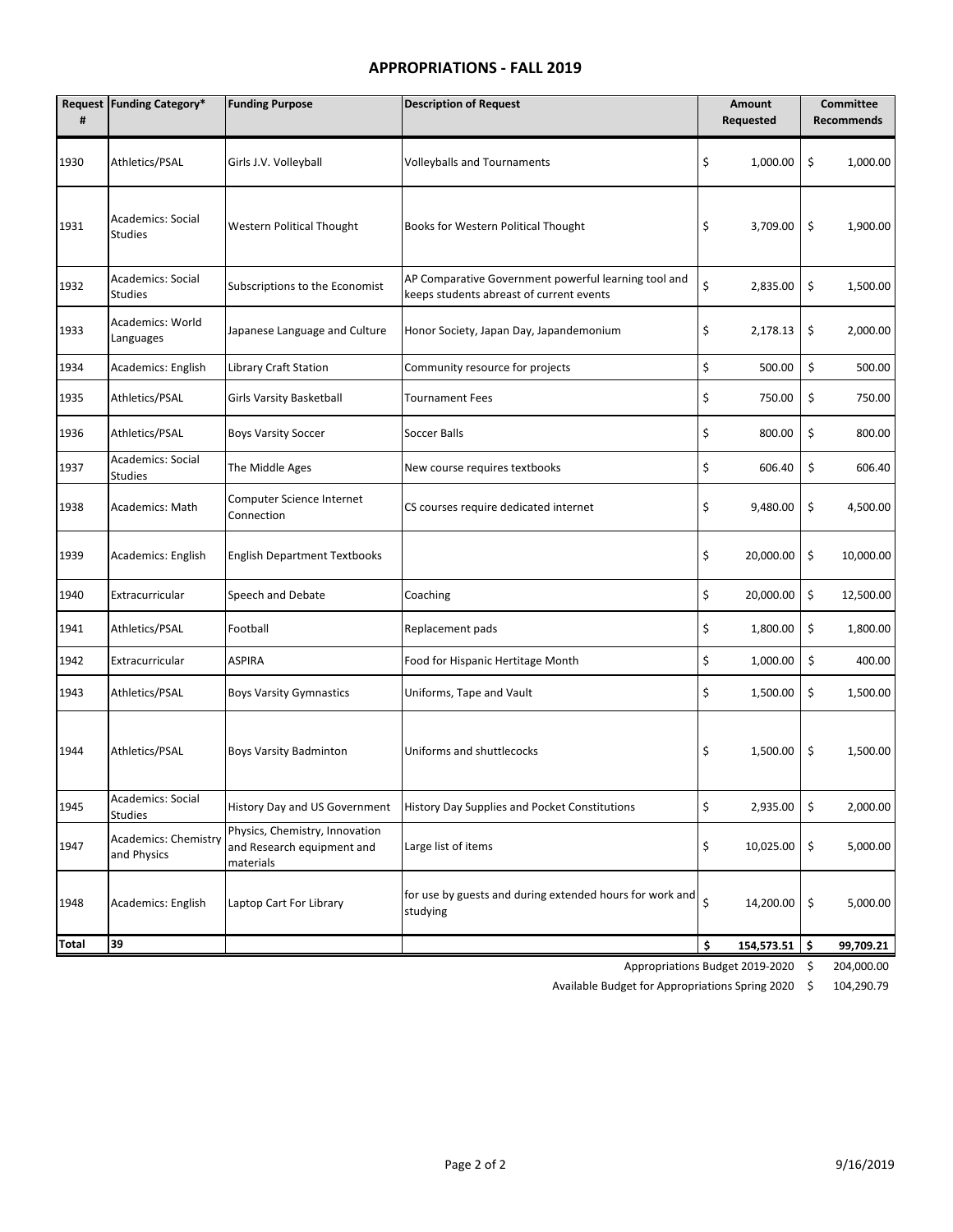## APPROPRIATIONS - FALL 2019

| Request # | Funding Category* | Funding Purpose | Description of Request | Amount Requested | Committee Recommends |
|---|---|---|---|---|---|
| 1930 | Athletics/PSAL | Girls J.V. Volleyball | Volleyballs and Tournaments | $ 1,000.00 | $ 1,000.00 |
| 1931 | Academics: Social Studies | Western Political Thought | Books for Western Political Thought | $ 3,709.00 | $ 1,900.00 |
| 1932 | Academics: Social Studies | Subscriptions to the Economist | AP Comparative Government powerful learning tool and keeps students abreast of current events | $ 2,835.00 | $ 1,500.00 |
| 1933 | Academics: World Languages | Japanese Language and Culture | Honor Society, Japan Day, Japandemonium | $ 2,178.13 | $ 2,000.00 |
| 1934 | Academics: English | Library Craft Station | Community resource for projects | $ 500.00 | $ 500.00 |
| 1935 | Athletics/PSAL | Girls Varsity Basketball | Tournament Fees | $ 750.00 | $ 750.00 |
| 1936 | Athletics/PSAL | Boys Varsity Soccer | Soccer Balls | $ 800.00 | $ 800.00 |
| 1937 | Academics: Social Studies | The Middle Ages | New course requires textbooks | $ 606.40 | $ 606.40 |
| 1938 | Academics: Math | Computer Science Internet Connection | CS courses require dedicated internet | $ 9,480.00 | $ 4,500.00 |
| 1939 | Academics: English | English Department Textbooks | | $ 20,000.00 | $ 10,000.00 |
| 1940 | Extracurricular | Speech and Debate | Coaching | $ 20,000.00 | $ 12,500.00 |
| 1941 | Athletics/PSAL | Football | Replacement pads | $ 1,800.00 | $ 1,800.00 |
| 1942 | Extracurricular | ASPIRA | Food for Hispanic Hertitage Month | $ 1,000.00 | $ 400.00 |
| 1943 | Athletics/PSAL | Boys Varsity Gymnastics | Uniforms, Tape and Vault | $ 1,500.00 | $ 1,500.00 |
| 1944 | Athletics/PSAL | Boys Varsity Badminton | Uniforms and shuttlecocks | $ 1,500.00 | $ 1,500.00 |
| 1945 | Academics: Social Studies | History Day and US Government | History Day Supplies and Pocket Constitutions | $ 2,935.00 | $ 2,000.00 |
| 1947 | Academics: Chemistry and Physics | Physics, Chemistry, Innovation and Research equipment and materials | Large list of items | $ 10,025.00 | $ 5,000.00 |
| 1948 | Academics: English | Laptop Cart For Library | for use by guests and during extended hours for work and studying | $ 14,200.00 | $ 5,000.00 |
| **Total** | **39** | | | **$ 154,573.51** | **$ 99,709.21** |

Appropriations Budget 2019-2020 $ 204,000.00

Available Budget for Appropriations Spring 2020 $ 104,290.79